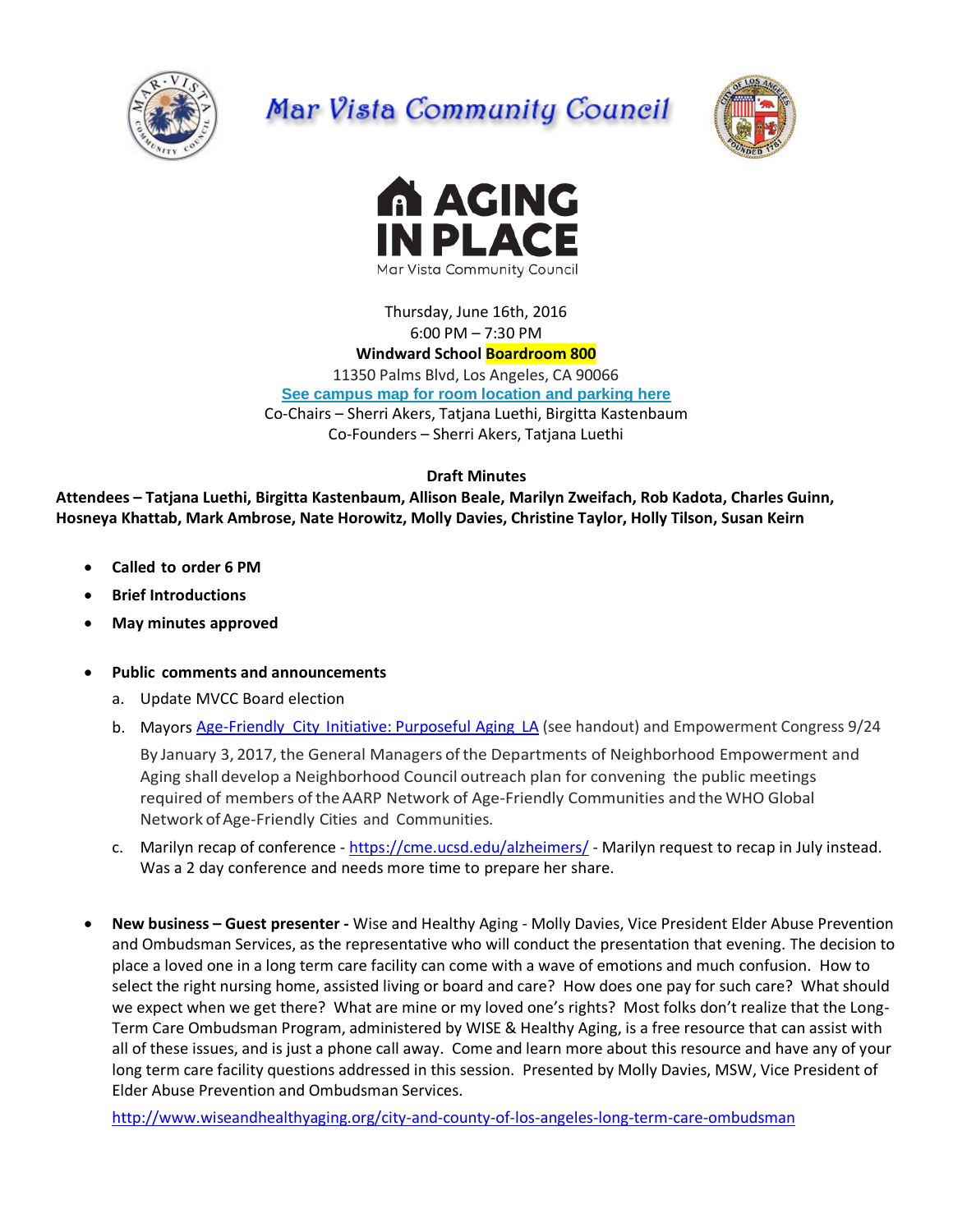# Mar Vista Community Council

## AGING IN PLACE
Mar Vista Community Council

Thursday, June 16th, 2016
6:00 PM – 7:30 PM
**Windward School Boardroom 800**
11350 Palms Blvd, Los Angeles, CA 90066
[See campus map for room location and parking here]()
Co-Chairs – Sherri Akers, Tatjana Luethi, Birgitta Kastenbaum
Co-Founders – Sherri Akers, Tatjana Luethi

**Draft Minutes**

**Attendees – Tatjana Luethi, Birgitta Kastenbaum, Allison Beale, Marilyn Zweifach, Rob Kadota, Charles Guinn, Hosneya Khattab, Mark Ambrose, Nate Horowitz, Molly Davies, Christine Taylor, Holly Tilson, Susan Keirn**

- **Called to order 6 PM**
- **Brief Introductions**
- **May minutes approved**

- **Public comments and announcements**
  a. Update MVCC Board election
  b. Mayors [Age-Friendly City Initiative: Purposeful Aging LA]() (see handout) and Empowerment Congress 9/24

     By January 3, 2017, the General Managers of the Departments of Neighborhood Empowerment and Aging shall develop a Neighborhood Council outreach plan for convening the public meetings required of members of the AARP Network of Age-Friendly Communities and the WHO Global Network of Age-Friendly Cities and Communities.
  c. Marilyn recap of conference - [https://cme.ucsd.edu/alzheimers/](https://cme.ucsd.edu/alzheimers/) - Marilyn request to recap in July instead. Was a 2 day conference and needs more time to prepare her share.

- **New business – Guest presenter -** Wise and Healthy Aging - Molly Davies, Vice President Elder Abuse Prevention and Ombudsman Services, as the representative who will conduct the presentation that evening. The decision to place a loved one in a long term care facility can come with a wave of emotions and much confusion. How to select the right nursing home, assisted living or board and care? How does one pay for such care? What should we expect when we get there? What are mine or my loved one's rights? Most folks don't realize that the Long-Term Care Ombudsman Program, administered by WISE & Healthy Aging, is a free resource that can assist with all of these issues, and is just a phone call away. Come and learn more about this resource and have any of your long term care facility questions addressed in this session. Presented by Molly Davies, MSW, Vice President of Elder Abuse Prevention and Ombudsman Services.

  [http://www.wiseandhealthyaging.org/city-and-county-of-los-angeles-long-term-care-ombudsman](http://www.wiseandhealthyaging.org/city-and-county-of-los-angeles-long-term-care-ombudsman)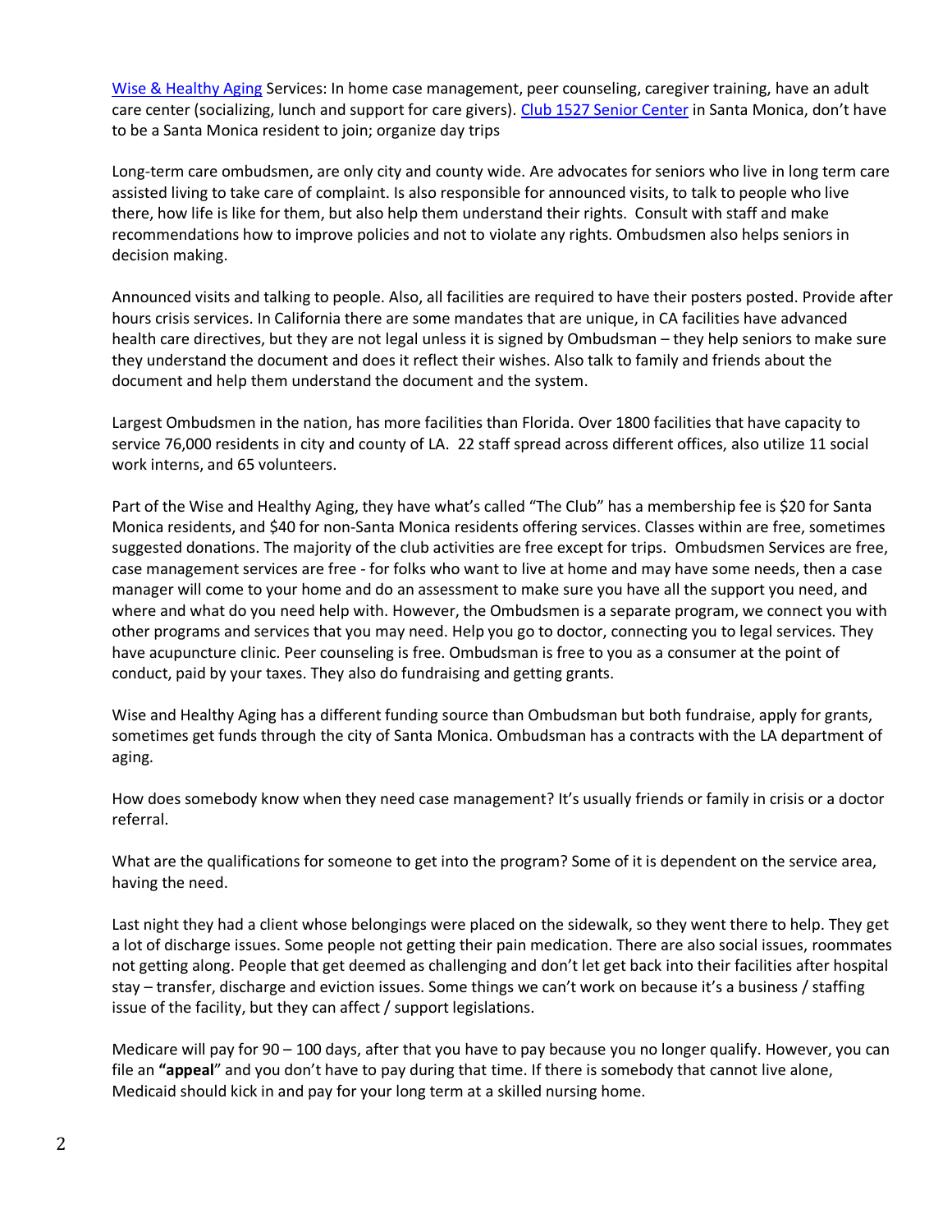[Wise & Healthy Aging]() Services: In home case management, peer counseling, caregiver training, have an adult care center (socializing, lunch and support for care givers). [Club 1527 Senior Center]() in Santa Monica, don't have to be a Santa Monica resident to join; organize day trips

Long-term care ombudsmen, are only city and county wide. Are advocates for seniors who live in long term care assisted living to take care of complaint. Is also responsible for announced visits, to talk to people who live there, how life is like for them, but also help them understand their rights. Consult with staff and make recommendations how to improve policies and not to violate any rights. Ombudsmen also helps seniors in decision making.

Announced visits and talking to people. Also, all facilities are required to have their posters posted. Provide after hours crisis services. In California there are some mandates that are unique, in CA facilities have advanced health care directives, but they are not legal unless it is signed by Ombudsman – they help seniors to make sure they understand the document and does it reflect their wishes. Also talk to family and friends about the document and help them understand the document and the system.

Largest Ombudsmen in the nation, has more facilities than Florida. Over 1800 facilities that have capacity to service 76,000 residents in city and county of LA. 22 staff spread across different offices, also utilize 11 social work interns, and 65 volunteers.

Part of the Wise and Healthy Aging, they have what's called "The Club" has a membership fee is $20 for Santa Monica residents, and $40 for non-Santa Monica residents offering services. Classes within are free, sometimes suggested donations. The majority of the club activities are free except for trips. Ombudsmen Services are free, case management services are free - for folks who want to live at home and may have some needs, then a case manager will come to your home and do an assessment to make sure you have all the support you need, and where and what do you need help with. However, the Ombudsmen is a separate program, we connect you with other programs and services that you may need. Help you go to doctor, connecting you to legal services. They have acupuncture clinic. Peer counseling is free. Ombudsman is free to you as a consumer at the point of conduct, paid by your taxes. They also do fundraising and getting grants.

Wise and Healthy Aging has a different funding source than Ombudsman but both fundraise, apply for grants, sometimes get funds through the city of Santa Monica. Ombudsman has a contracts with the LA department of aging.

How does somebody know when they need case management? It's usually friends or family in crisis or a doctor referral.

What are the qualifications for someone to get into the program? Some of it is dependent on the service area, having the need.

Last night they had a client whose belongings were placed on the sidewalk, so they went there to help. They get a lot of discharge issues. Some people not getting their pain medication. There are also social issues, roommates not getting along. People that get deemed as challenging and don't let get back into their facilities after hospital stay – transfer, discharge and eviction issues. Some things we can't work on because it's a business / staffing issue of the facility, but they can affect / support legislations.

Medicare will pay for 90 – 100 days, after that you have to pay because you no longer qualify. However, you can file an **"appeal**" and you don't have to pay during that time. If there is somebody that cannot live alone, Medicaid should kick in and pay for your long term at a skilled nursing home.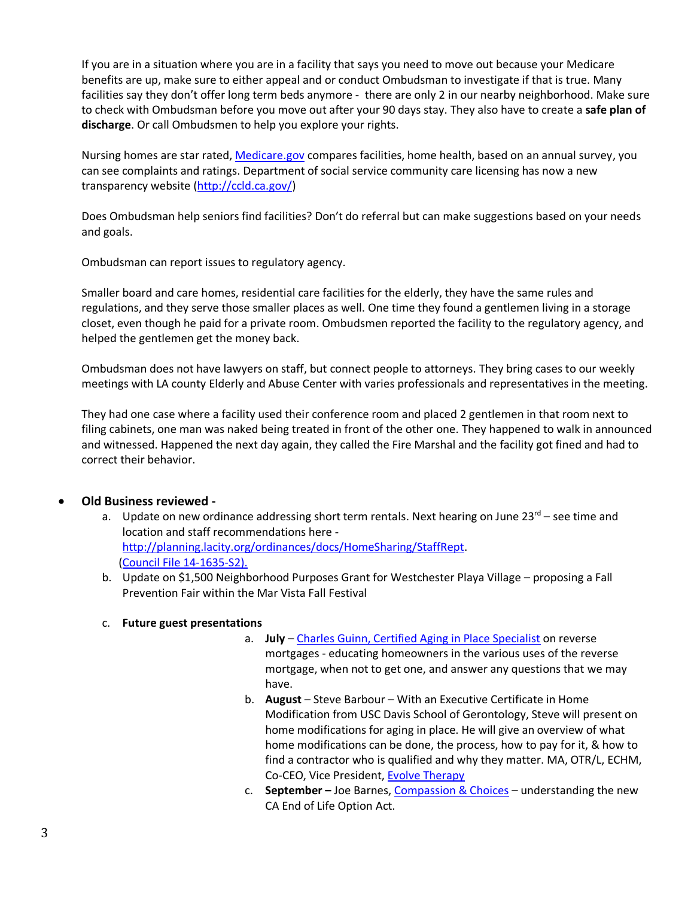If you are in a situation where you are in a facility that says you need to move out because your Medicare benefits are up, make sure to either appeal and or conduct Ombudsman to investigate if that is true. Many facilities say they don't offer long term beds anymore - there are only 2 in our nearby neighborhood. Make sure to check with Ombudsman before you move out after your 90 days stay. They also have to create a **safe plan of discharge**. Or call Ombudsmen to help you explore your rights.

Nursing homes are star rated, [Medicare.gov](Medicare.gov) compares facilities, home health, based on an annual survey, you can see complaints and ratings. Department of social service community care licensing has now a new transparency website ([http://ccld.ca.gov/](http://ccld.ca.gov/))

Does Ombudsman help seniors find facilities? Don't do referral but can make suggestions based on your needs and goals.

Ombudsman can report issues to regulatory agency.

Smaller board and care homes, residential care facilities for the elderly, they have the same rules and regulations, and they serve those smaller places as well. One time they found a gentlemen living in a storage closet, even though he paid for a private room. Ombudsmen reported the facility to the regulatory agency, and helped the gentlemen get the money back.

Ombudsman does not have lawyers on staff, but connect people to attorneys. They bring cases to our weekly meetings with LA county Elderly and Abuse Center with varies professionals and representatives in the meeting.

They had one case where a facility used their conference room and placed 2 gentlemen in that room next to filing cabinets, one man was naked being treated in front of the other one. They happened to walk in announced and witnessed. Happened the next day again, they called the Fire Marshal and the facility got fined and had to correct their behavior.

- **Old Business reviewed -**
  a. Update on new ordinance addressing short term rentals. Next hearing on June 23rd – see time and location and staff recommendations here - [http://planning.lacity.org/ordinances/docs/HomeSharing/StaffRept](http://planning.lacity.org/ordinances/docs/HomeSharing/StaffRept). ([Council File 14-1635-S2).](Council File 14-1635-S2)
  b. Update on $1,500 Neighborhood Purposes Grant for Westchester Playa Village – proposing a Fall Prevention Fair within the Mar Vista Fall Festival
  c. **Future guest presentations**
     a. **July** – [Charles Guinn, Certified Aging in Place Specialist](Charles Guinn, Certified Aging in Place Specialist) on reverse mortgages - educating homeowners in the various uses of the reverse mortgage, when not to get one, and answer any questions that we may have.
     b. **August** – Steve Barbour – With an Executive Certificate in Home Modification from USC Davis School of Gerontology, Steve will present on home modifications for aging in place. He will give an overview of what home modifications can be done, the process, how to pay for it, & how to find a contractor who is qualified and why they matter. MA, OTR/L, ECHM, Co-CEO, Vice President, [Evolve Therapy](Evolve Therapy)
     c. **September –** Joe Barnes, [Compassion & Choices](Compassion & Choices) – understanding the new CA End of Life Option Act.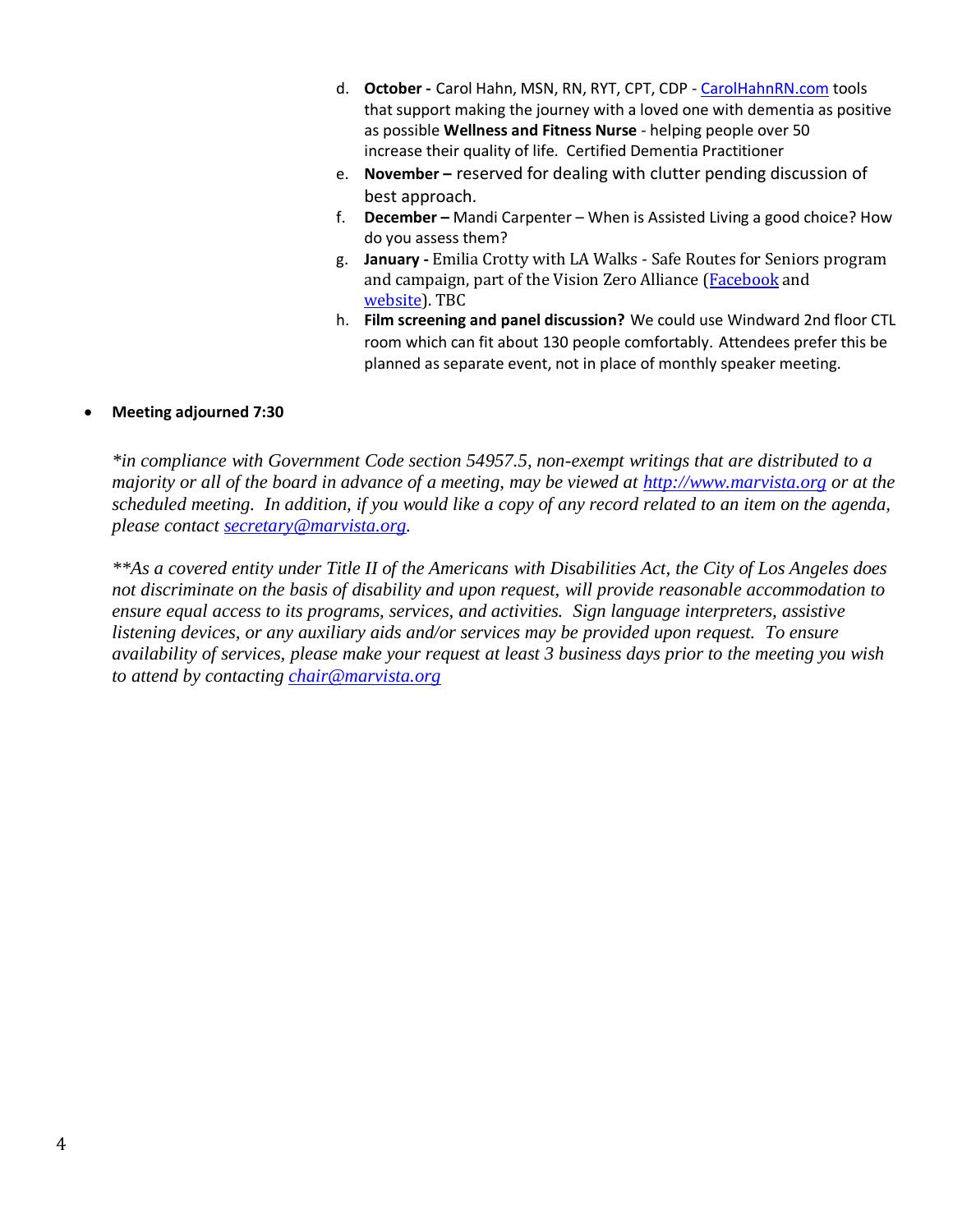d. **October -** Carol Hahn, MSN, RN, RYT, CPT, CDP - CarolHahnRN.com tools that support making the journey with a loved one with dementia as positive as possible **Wellness and Fitness Nurse** - helping people over 50 increase their quality of life. Certified Dementia Practitioner
e. **November –** reserved for dealing with clutter pending discussion of best approach.
f. **December –** Mandi Carpenter – When is Assisted Living a good choice? How do you assess them?
g. **January -** Emilia Crotty with LA Walks - Safe Routes for Seniors program and campaign, part of the Vision Zero Alliance (Facebook and website). TBC
h. **Film screening and panel discussion?** We could use Windward 2nd floor CTL room which can fit about 130 people comfortably. Attendees prefer this be planned as separate event, not in place of monthly speaker meeting.

- **Meeting adjourned 7:30**

*\*in compliance with Government Code section 54957.5, non-exempt writings that are distributed to a majority or all of the board in advance of a meeting, may be viewed at http://www.marvista.org or at the scheduled meeting. In addition, if you would like a copy of any record related to an item on the agenda, please contact secretary@marvista.org.*

*\*\*As a covered entity under Title II of the Americans with Disabilities Act, the City of Los Angeles does not discriminate on the basis of disability and upon request, will provide reasonable accommodation to ensure equal access to its programs, services, and activities. Sign language interpreters, assistive listening devices, or any auxiliary aids and/or services may be provided upon request. To ensure availability of services, please make your request at least 3 business days prior to the meeting you wish to attend by contacting chair@marvista.org*